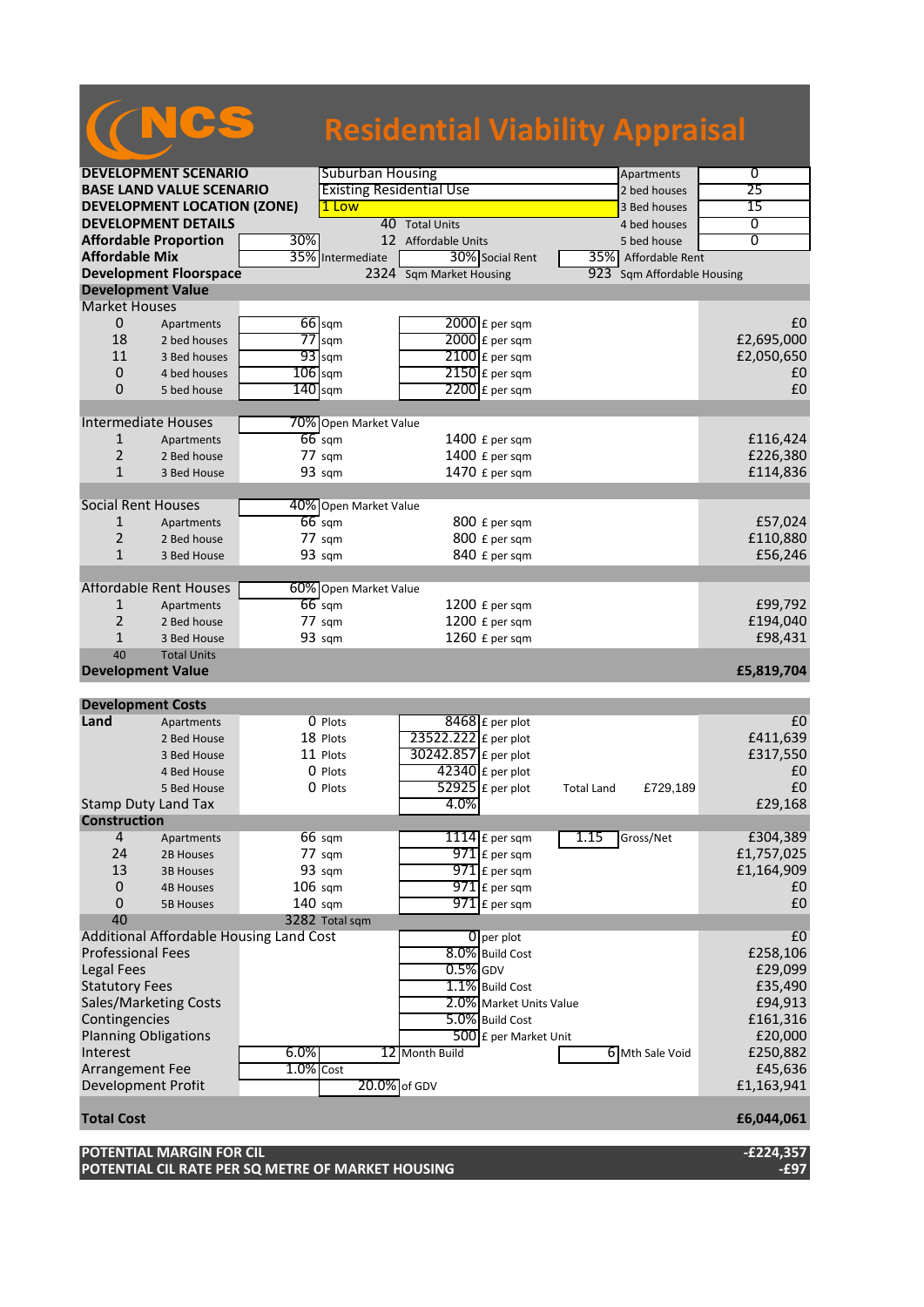# NCS Residential Viability Appraisal

| | | | | | |
|---|---|---|---|---|---|
| **DEVELOPMENT SCENARIO** | Suburban Housing | | | Apartments | 0 |
| **BASE LAND VALUE SCENARIO** | Existing Residential Use | | | 2 bed houses | 25 |
| **DEVELOPMENT LOCATION (ZONE)** | 1 Low | | | 3 Bed houses | 15 |
| **DEVELOPMENT DETAILS** | 40 | Total Units | | 4 bed houses | 0 |
| **Affordable Proportion** | 30% | 12 | Affordable Units | 5 bed house | 0 |
| **Affordable Mix** | 35% Intermediate | 30% Social Rent | | 35% Affordable Rent | |
| **Development Floorspace** | 2324 | Sqm Market Housing | | 923 Sqm Affordable Housing | |

## Development Value

| | | | | | |
|---|---|---|---|---|---|
| **Market Houses** | | | | | |
| 0 | Apartments | 66 sqm | 2000 £ per sqm | | £0 |
| 18 | 2 bed houses | 77 sqm | 2000 £ per sqm | | £2,695,000 |
| 11 | 3 Bed houses | 93 sqm | 2100 £ per sqm | | £2,050,650 |
| 0 | 4 bed houses | 106 sqm | 2150 £ per sqm | | £0 |
| 0 | 5 bed house | 140 sqm | 2200 £ per sqm | | £0 |
| **Intermediate Houses** | | 70% Open Market Value | | | |
| 1 | Apartments | 66 sqm | 1400 £ per sqm | | £116,424 |
| 2 | 2 Bed house | 77 sqm | 1400 £ per sqm | | £226,380 |
| 1 | 3 Bed House | 93 sqm | 1470 £ per sqm | | £114,836 |
| **Social Rent Houses** | | 40% Open Market Value | | | |
| 1 | Apartments | 66 sqm | 800 £ per sqm | | £57,024 |
| 2 | 2 Bed house | 77 sqm | 800 £ per sqm | | £110,880 |
| 1 | 3 Bed House | 93 sqm | 840 £ per sqm | | £56,246 |
| **Affordable Rent Houses** | | 60% Open Market Value | | | |
| 1 | Apartments | 66 sqm | 1200 £ per sqm | | £99,792 |
| 2 | 2 Bed house | 77 sqm | 1200 £ per sqm | | £194,040 |
| 1 | 3 Bed House | 93 sqm | 1260 £ per sqm | | £98,431 |
| 40 | Total Units | | | | |
| **Development Value** | | | | | **£5,819,704** |

## Development Costs

| | | | | | |
|---|---|---|---|---|---|
| **Land** | Apartments | 0 Plots | 8468 £ per plot | | £0 |
| | 2 Bed House | 18 Plots | 23522.222 £ per plot | | £411,639 |
| | 3 Bed House | 11 Plots | 30242.857 £ per plot | | £317,550 |
| | 4 Bed House | 0 Plots | 42340 £ per plot | | £0 |
| | 5 Bed House | 0 Plots | 52925 £ per plot | Total Land £729,189 | £0 |
| Stamp Duty Land Tax | | | 4.0% | | £29,168 |
| **Construction** | | | | | |
| 4 | Apartments | 66 sqm | 1114 £ per sqm | 1.15 Gross/Net | £304,389 |
| 24 | 2B Houses | 77 sqm | 971 £ per sqm | | £1,757,025 |
| 13 | 3B Houses | 93 sqm | 971 £ per sqm | | £1,164,909 |
| 0 | 4B Houses | 106 sqm | 971 £ per sqm | | £0 |
| 0 | 5B Houses | 140 sqm | 971 £ per sqm | | £0 |
| 40 | | 3282 Total sqm | | | |
| Additional Affordable Housing Land Cost | | | 0 per plot | | £0 |
| Professional Fees | | | 8.0% Build Cost | | £258,106 |
| Legal Fees | | | 0.5% GDV | | £29,099 |
| Statutory Fees | | | 1.1% Build Cost | | £35,490 |
| Sales/Marketing Costs | | | 2.0% Market Units Value | | £94,913 |
| Contingencies | | | 5.0% Build Cost | | £161,316 |
| Planning Obligations | | | 500 £ per Market Unit | | £20,000 |
| Interest | 6.0% | 12 Month Build | | 6 Mth Sale Void | £250,882 |
| Arrangement Fee | 1.0% Cost | | | | £45,636 |
| Development Profit | | 20.0% of GDV | | | £1,163,941 |
| **Total Cost** | | | | | **£6,044,061** |

| | |
|---|---|
| **POTENTIAL MARGIN FOR CIL** | **-£224,357** |
| **POTENTIAL CIL RATE PER SQ METRE OF MARKET HOUSING** | **-£97** |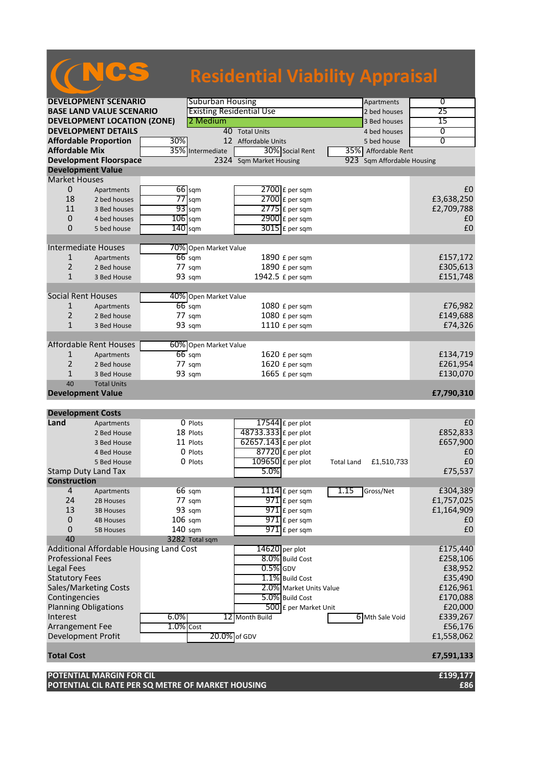# NCS Residential Viability Appraisal

| | | | | | |
|---|---|---|---|---|---|
| **DEVELOPMENT SCENARIO** | Suburban Housing | | | Apartments | 0 |
| **BASE LAND VALUE SCENARIO** | Existing Residential Use | | | 2 bed houses | 25 |
| **DEVELOPMENT LOCATION (ZONE)** | 2 Medium | | | 3 Bed houses | 15 |
| **DEVELOPMENT DETAILS** | 40 | Total Units | | 4 bed houses | 0 |
| **Affordable Proportion** | 30% | 12 | Affordable Units | 5 bed house | 0 |
| **Affordable Mix** | 35% | Intermediate | 30% Social Rent | 35% | Affordable Rent |
| **Development Floorspace** | 2324 | Sqm Market Housing | | 923 | Sqm Affordable Housing |

## Development Value

| | | | | | |
|---|---|---|---|---|---|
| **Market Houses** | | | | | |
| 0 | Apartments | 66 sqm | 2700 £ per sqm | | £0 |
| 18 | 2 bed houses | 77 sqm | 2700 £ per sqm | | £3,638,250 |
| 11 | 3 Bed houses | 93 sqm | 2775 £ per sqm | | £2,709,788 |
| 0 | 4 bed houses | 106 sqm | 2900 £ per sqm | | £0 |
| 0 | 5 bed house | 140 sqm | 3015 £ per sqm | | £0 |
| **Intermediate Houses** | | 70% Open Market Value | | | |
| 1 | Apartments | 66 sqm | 1890 £ per sqm | | £157,172 |
| 2 | 2 Bed house | 77 sqm | 1890 £ per sqm | | £305,613 |
| 1 | 3 Bed House | 93 sqm | 1942.5 £ per sqm | | £151,748 |
| **Social Rent Houses** | | 40% Open Market Value | | | |
| 1 | Apartments | 66 sqm | 1080 £ per sqm | | £76,982 |
| 2 | 2 Bed house | 77 sqm | 1080 £ per sqm | | £149,688 |
| 1 | 3 Bed House | 93 sqm | 1110 £ per sqm | | £74,326 |
| **Affordable Rent Houses** | | 60% Open Market Value | | | |
| 1 | Apartments | 66 sqm | 1620 £ per sqm | | £134,719 |
| 2 | 2 Bed house | 77 sqm | 1620 £ per sqm | | £261,954 |
| 1 | 3 Bed House | 93 sqm | 1665 £ per sqm | | £130,070 |
| 40 | Total Units | | | | |
| **Development Value** | | | | | **£7,790,310** |

## Development Costs

| | | | | | | |
|---|---|---|---|---|---|---|
| **Land** | Apartments | 0 Plots | 17544 £ per plot | | | £0 |
| | 2 Bed House | 18 Plots | 48733.333 £ per plot | | | £852,833 |
| | 3 Bed House | 11 Plots | 62657.143 £ per plot | | | £657,900 |
| | 4 Bed House | 0 Plots | 87720 £ per plot | | | £0 |
| | 5 Bed House | 0 Plots | 109650 £ per plot | Total Land | £1,510,733 | £0 |
| Stamp Duty Land Tax | | | 5.0% | | | £75,537 |
| **Construction** | | | | | | |
| 4 | Apartments | 66 sqm | 1114 £ per sqm | 1.15 | Gross/Net | £304,389 |
| 24 | 2B Houses | 77 sqm | 971 £ per sqm | | | £1,757,025 |
| 13 | 3B Houses | 93 sqm | 971 £ per sqm | | | £1,164,909 |
| 0 | 4B Houses | 106 sqm | 971 £ per sqm | | | £0 |
| 0 | 5B Houses | 140 sqm | 971 £ per sqm | | | £0 |
| 40 | | 3282 Total sqm | | | | |
| Additional Affordable Housing Land Cost | | | 14620 per plot | | | £175,440 |
| Professional Fees | | | 8.0% Build Cost | | | £258,106 |
| Legal Fees | | | 0.5% GDV | | | £38,952 |
| Statutory Fees | | | 1.1% Build Cost | | | £35,490 |
| Sales/Marketing Costs | | | 2.0% Market Units Value | | | £126,961 |
| Contingencies | | | 5.0% Build Cost | | | £170,088 |
| Planning Obligations | | | 500 £ per Market Unit | | | £20,000 |
| Interest | 6.0% | | 12 Month Build | 6 | Mth Sale Void | £339,267 |
| Arrangement Fee | 1.0% | Cost | | | | £56,176 |
| Development Profit | | | 20.0% of GDV | | | £1,558,062 |
| **Total Cost** | | | | | | **£7,591,133** |

| | |
|---|---|
| **POTENTIAL MARGIN FOR CIL** | **£199,177** |
| **POTENTIAL CIL RATE PER SQ METRE OF MARKET HOUSING** | **£86** |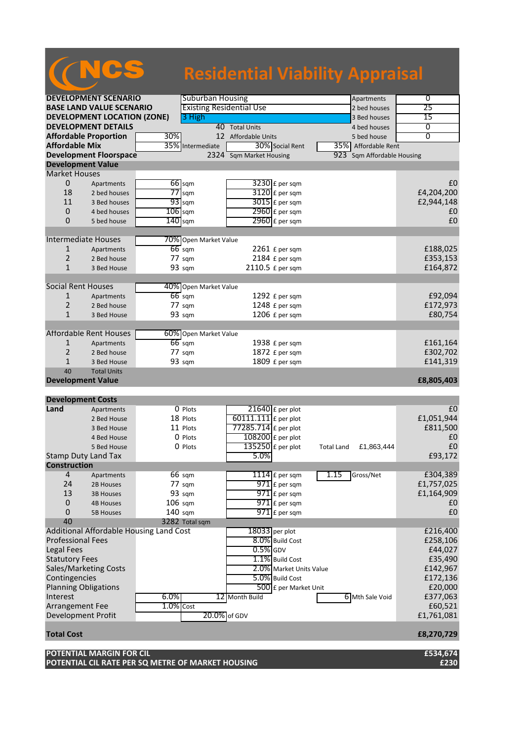# NCS Residential Viability Appraisal

| | | | | | |
|---|---|---|---|---|---|
| **DEVELOPMENT SCENARIO** | Suburban Housing | | | Apartments | 0 |
| **BASE LAND VALUE SCENARIO** | Existing Residential Use | | | 2 bed houses | 25 |
| **DEVELOPMENT LOCATION (ZONE)** | 3 High | | | 3 Bed houses | 15 |
| **DEVELOPMENT DETAILS** | 40 Total Units | | | 4 bed houses | 0 |
| **Affordable Proportion** | 30% | 12 Affordable Units | | 5 bed house | 0 |
| **Affordable Mix** | 35% Intermediate | 30% Social Rent | | 35% Affordable Rent | |
| **Development Floorspace** | 2324 Sqm Market Housing | | | 923 Sqm Affordable Housing | |

## Development Value

| | | | | |
|---|---|---|---|---|
| **Market Houses** | | | | |
| 0 | Apartments | 66 sqm | 3230 £ per sqm | £0 |
| 18 | 2 bed houses | 77 sqm | 3120 £ per sqm | £4,204,200 |
| 11 | 3 Bed houses | 93 sqm | 3015 £ per sqm | £2,944,148 |
| 0 | 4 bed houses | 106 sqm | 2960 £ per sqm | £0 |
| 0 | 5 bed house | 140 sqm | 2960 £ per sqm | £0 |
| **Intermediate Houses** | | 70% Open Market Value | | |
| 1 | Apartments | 66 sqm | 2261 £ per sqm | £188,025 |
| 2 | 2 Bed house | 77 sqm | 2184 £ per sqm | £353,153 |
| 1 | 3 Bed House | 93 sqm | 2110.5 £ per sqm | £164,872 |
| **Social Rent Houses** | | 40% Open Market Value | | |
| 1 | Apartments | 66 sqm | 1292 £ per sqm | £92,094 |
| 2 | 2 Bed house | 77 sqm | 1248 £ per sqm | £172,973 |
| 1 | 3 Bed House | 93 sqm | 1206 £ per sqm | £80,754 |
| **Affordable Rent Houses** | | 60% Open Market Value | | |
| 1 | Apartments | 66 sqm | 1938 £ per sqm | £161,164 |
| 2 | 2 Bed house | 77 sqm | 1872 £ per sqm | £302,702 |
| 1 | 3 Bed House | 93 sqm | 1809 £ per sqm | £141,319 |
| 40 | Total Units | | | |
| **Development Value** | | | | **£8,805,403** |

## Development Costs

| | | | | | |
|---|---|---|---|---|---|
| **Land** | Apartments | 0 Plots | 21640 £ per plot | | £0 |
| | 2 Bed House | 18 Plots | 60111.111 £ per plot | | £1,051,944 |
| | 3 Bed House | 11 Plots | 77285.714 £ per plot | | £811,500 |
| | 4 Bed House | 0 Plots | 108200 £ per plot | | £0 |
| | 5 Bed House | 0 Plots | 135250 £ per plot | Total Land £1,863,444 | £0 |
| Stamp Duty Land Tax | | | 5.0% | | £93,172 |
| **Construction** | | | | | |
| 4 | Apartments | 66 sqm | 1114 £ per sqm | 1.15 Gross/Net | £304,389 |
| 24 | 2B Houses | 77 sqm | 971 £ per sqm | | £1,757,025 |
| 13 | 3B Houses | 93 sqm | 971 £ per sqm | | £1,164,909 |
| 0 | 4B Houses | 106 sqm | 971 £ per sqm | | £0 |
| 0 | 5B Houses | 140 sqm | 971 £ per sqm | | £0 |
| 40 | | 3282 Total sqm | | | |
| Additional Affordable Housing Land Cost | | | 18033 per plot | | £216,400 |
| Professional Fees | | | 8.0% Build Cost | | £258,106 |
| Legal Fees | | | 0.5% GDV | | £44,027 |
| Statutory Fees | | | 1.1% Build Cost | | £35,490 |
| Sales/Marketing Costs | | | 2.0% Market Units Value | | £142,967 |
| Contingencies | | | 5.0% Build Cost | | £172,136 |
| Planning Obligations | | | 500 £ per Market Unit | | £20,000 |
| Interest | | 6.0% | 12 Month Build | 6 Mth Sale Void | £377,063 |
| Arrangement Fee | | 1.0% Cost | | | £60,521 |
| Development Profit | | | 20.0% of GDV | | £1,761,081 |
| **Total Cost** | | | | | **£8,270,729** |

| | |
|---|---|
| **POTENTIAL MARGIN FOR CIL** | **£534,674** |
| **POTENTIAL CIL RATE PER SQ METRE OF MARKET HOUSING** | **£230** |